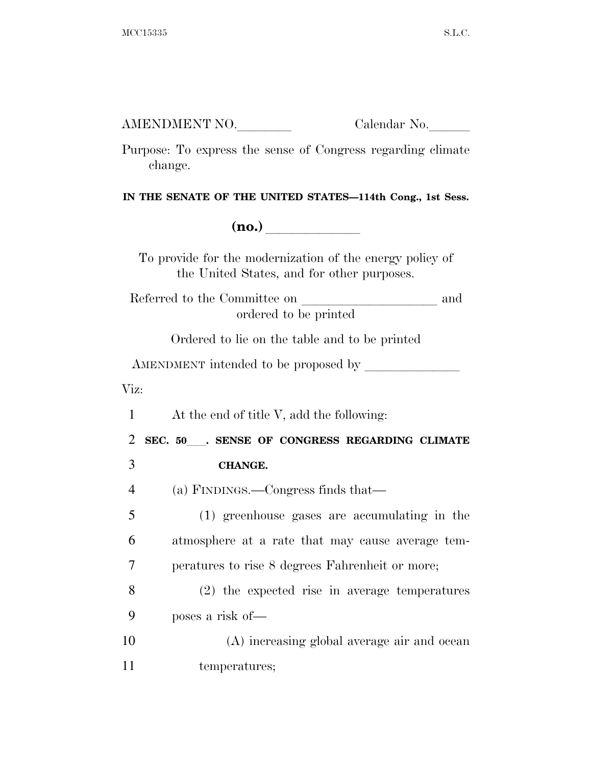AMENDMENT NO.\_\_\_\_\_\_\_\_ Calendar No.\_\_\_\_\_\_

Purpose: To express the sense of Congress regarding climate change.

**IN THE SENATE OF THE UNITED STATES—114th Cong., 1st Sess.**

**(no.)** \_\_\_\_\_\_\_\_\_\_\_\_\_

To provide for the modernization of the energy policy of the United States, and for other purposes.

Referred to the Committee on \_\_\_\_\_\_\_\_\_\_\_\_\_\_\_\_\_\_\_\_ and ordered to be printed

Ordered to lie on the table and to be printed

AMENDMENT intended to be proposed by \_\_\_\_\_\_\_\_\_\_\_\_\_\_

Viz:

1 At the end of title V, add the following:

2 **SEC. 50\_\_\_. SENSE OF CONGRESS REGARDING CLIMATE**
3 **CHANGE.**

4 (a) FINDINGS.—Congress finds that—

5 (1) greenhouse gases are accumulating in the
6 atmosphere at a rate that may cause average tem-
7 peratures to rise 8 degrees Fahrenheit or more;

8 (2) the expected rise in average temperatures
9 poses a risk of—

10 (A) increasing global average air and ocean
11 temperatures;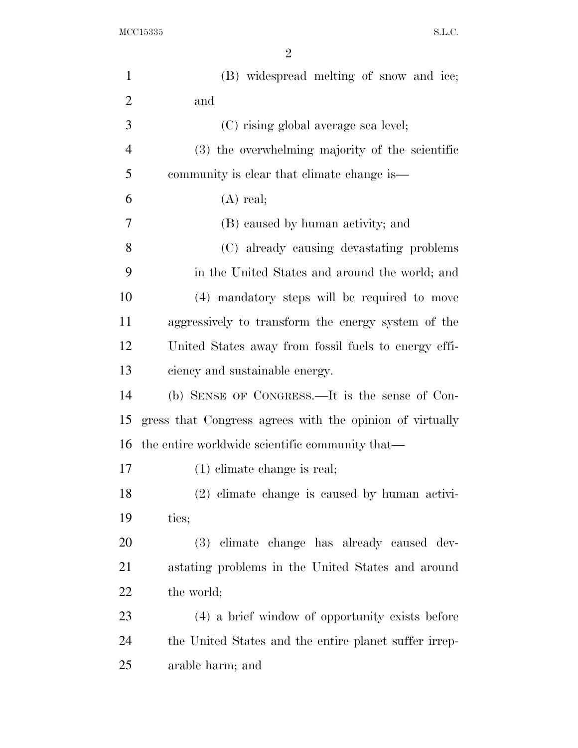(B) widespread melting of snow and ice; and

(C) rising global average sea level;

(3) the overwhelming majority of the scientific community is clear that climate change is—

(A) real;

(B) caused by human activity; and

(C) already causing devastating problems in the United States and around the world; and

(4) mandatory steps will be required to move aggressively to transform the energy system of the United States away from fossil fuels to energy efficiency and sustainable energy.

(b) SENSE OF CONGRESS.—It is the sense of Congress that Congress agrees with the opinion of virtually the entire worldwide scientific community that—

(1) climate change is real;

(2) climate change is caused by human activities;

(3) climate change has already caused devastating problems in the United States and around the world;

(4) a brief window of opportunity exists before the United States and the entire planet suffer irreparable harm; and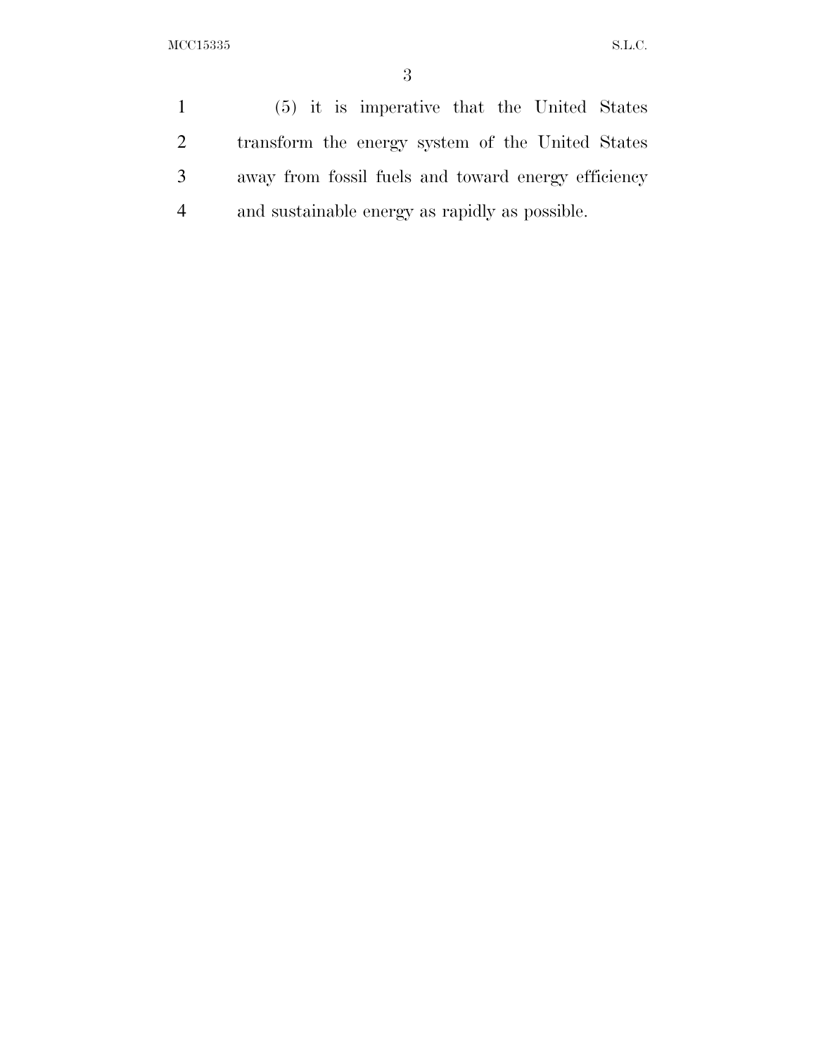(5) it is imperative that the United States transform the energy system of the United States away from fossil fuels and toward energy efficiency and sustainable energy as rapidly as possible.